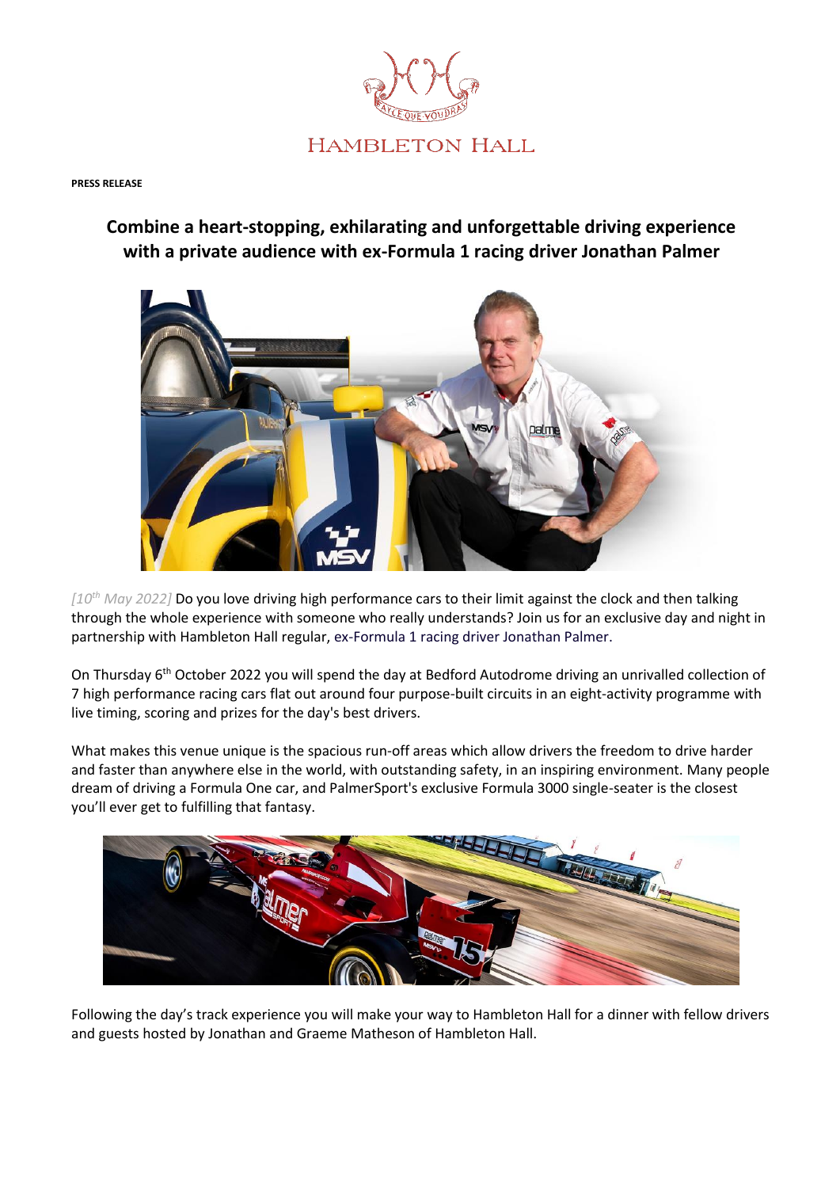HAMBLETON HALL

**PRESS RELEASE**

## Combine a heart-stopping, exhilarating and unforgettable driving experience with a private audience with ex-Formula 1 racing driver Jonathan Palmer

*[10th May 2022]* Do you love driving high performance cars to their limit against the clock and then talking through the whole experience with someone who really understands? Join us for an exclusive day and night in partnership with Hambleton Hall regular, ex-Formula 1 racing driver Jonathan Palmer.

On Thursday 6th October 2022 you will spend the day at Bedford Autodrome driving an unrivalled collection of 7 high performance racing cars flat out around four purpose-built circuits in an eight-activity programme with live timing, scoring and prizes for the day's best drivers.

What makes this venue unique is the spacious run-off areas which allow drivers the freedom to drive harder and faster than anywhere else in the world, with outstanding safety, in an inspiring environment. Many people dream of driving a Formula One car, and PalmerSport's exclusive Formula 3000 single-seater is the closest you'll ever get to fulfilling that fantasy.

Following the day's track experience you will make your way to Hambleton Hall for a dinner with fellow drivers and guests hosted by Jonathan and Graeme Matheson of Hambleton Hall.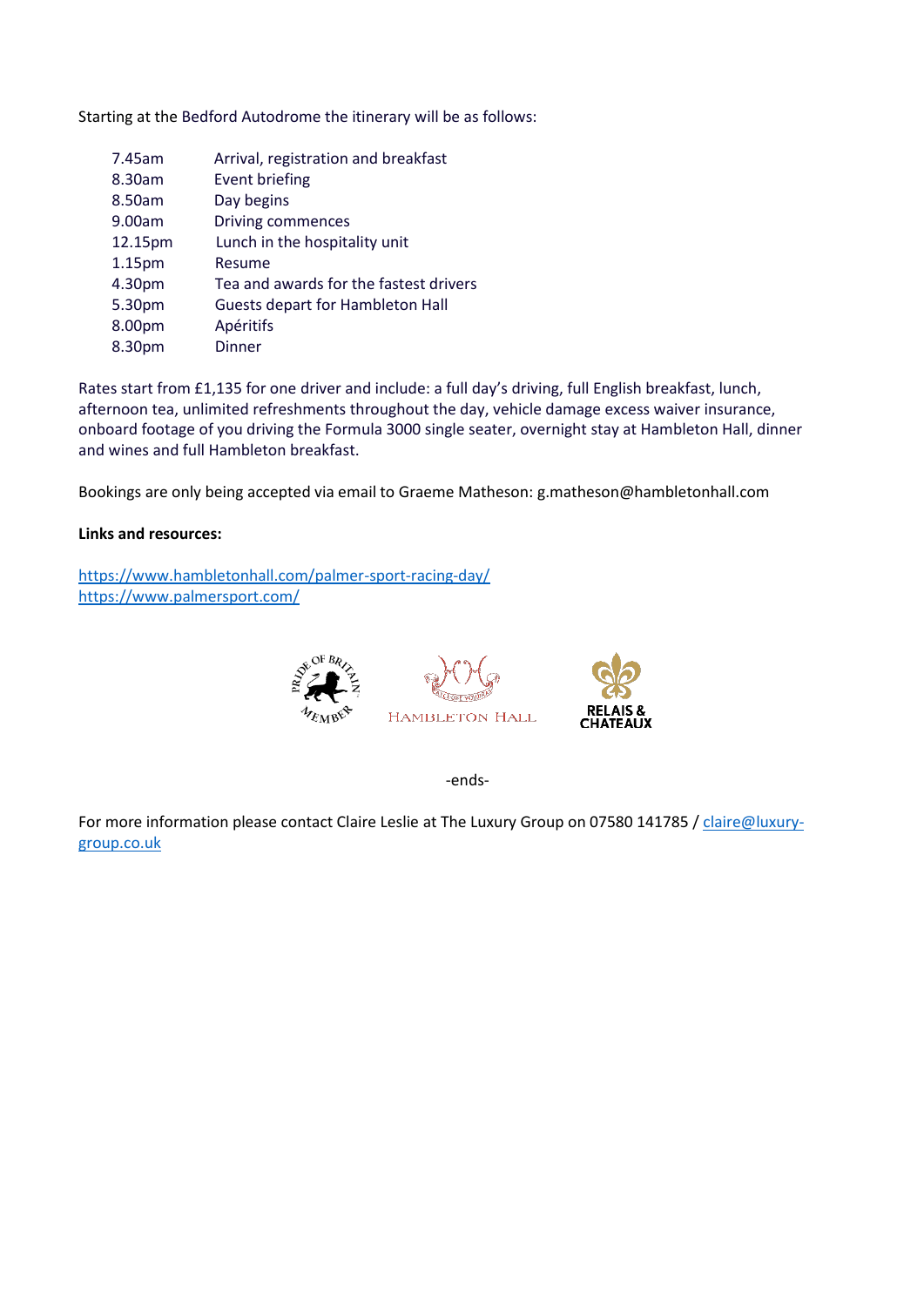Starting at the Bedford Autodrome the itinerary will be as follows:

| | |
|---|---|
| 7.45am | Arrival, registration and breakfast |
| 8.30am | Event briefing |
| 8.50am | Day begins |
| 9.00am | Driving commences |
| 12.15pm | Lunch in the hospitality unit |
| 1.15pm | Resume |
| 4.30pm | Tea and awards for the fastest drivers |
| 5.30pm | Guests depart for Hambleton Hall |
| 8.00pm | Apéritifs |
| 8.30pm | Dinner |

Rates start from £1,135 for one driver and include: a full day's driving, full English breakfast, lunch, afternoon tea, unlimited refreshments throughout the day, vehicle damage excess waiver insurance, onboard footage of you driving the Formula 3000 single seater, overnight stay at Hambleton Hall, dinner and wines and full Hambleton breakfast.

Bookings are only being accepted via email to Graeme Matheson: g.matheson@hambletonhall.com

**Links and resources:**

https://www.hambletonhall.com/palmer-sport-racing-day/
https://www.palmersport.com/

PRIDE OF BRITAIN MEMBER HAMBLETON HALL RELAIS & CHATEAUX

-ends-

For more information please contact Claire Leslie at The Luxury Group on 07580 141785 / claire@luxury-group.co.uk